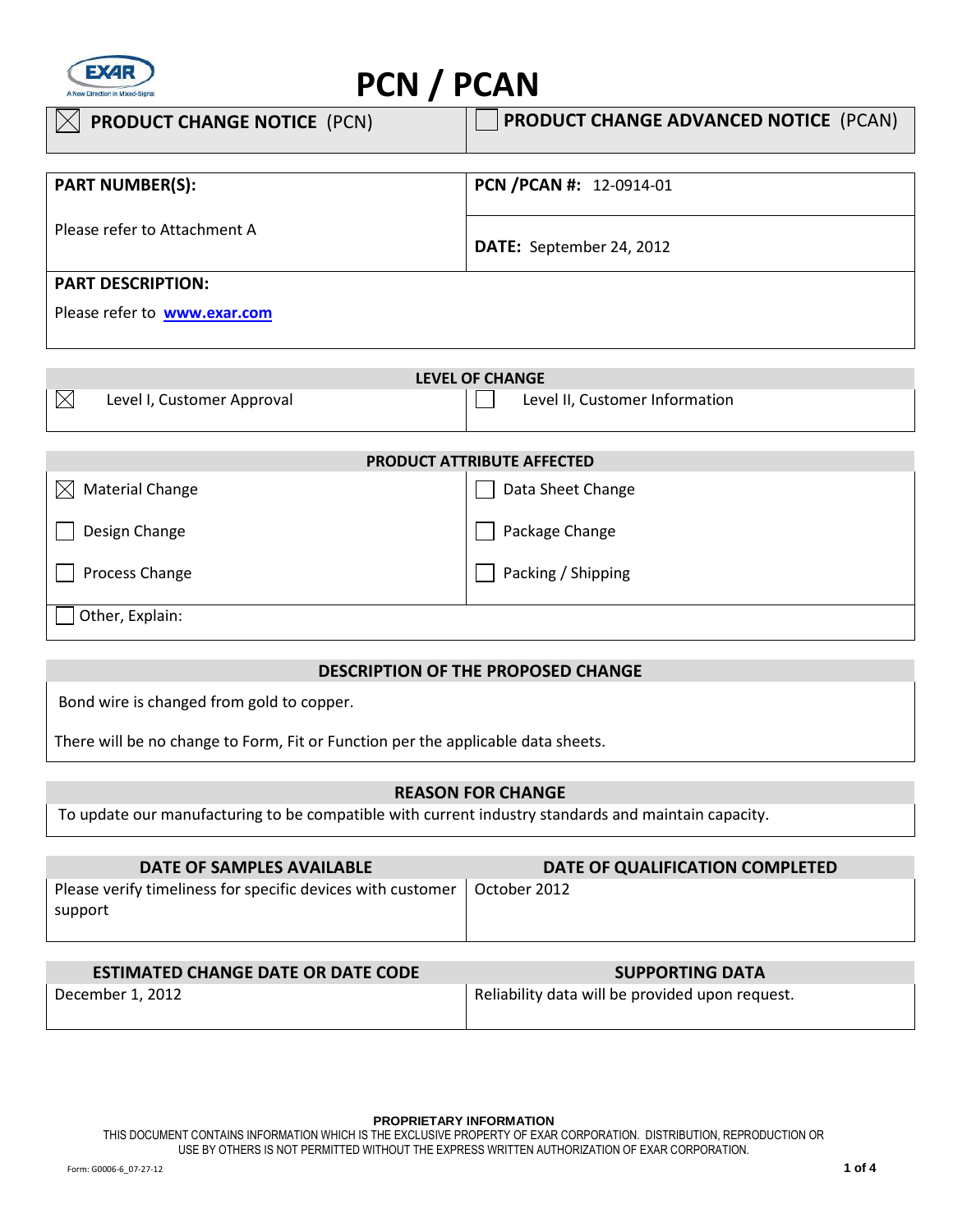# PCN / PCAN

| ☒ **PRODUCT CHANGE NOTICE** (PCN) | ☐ **PRODUCT CHANGE ADVANCED NOTICE** (PCAN) |
|---|---|

| **PART NUMBER(S):** Please refer to Attachment A | **PCN /PCAN #:** 12-0914-01 **DATE:** September 24, 2012 |
|---|---|
| **PART DESCRIPTION:** Please refer to **www.exar.com** | |

| **LEVEL OF CHANGE** | |
|---|---|
| ☒ Level I, Customer Approval | ☐ Level II, Customer Information |

| **PRODUCT ATTRIBUTE AFFECTED** | |
|---|---|
| ☒ Material Change | ☐ Data Sheet Change |
| ☐ Design Change | ☐ Package Change |
| ☐ Process Change | ☐ Packing / Shipping |
| ☐ Other, Explain: | |

**DESCRIPTION OF THE PROPOSED CHANGE**

Bond wire is changed from gold to copper.

There will be no change to Form, Fit or Function per the applicable data sheets.

**REASON FOR CHANGE**

To update our manufacturing to be compatible with current industry standards and maintain capacity.

| **DATE OF SAMPLES AVAILABLE** | **DATE OF QUALIFICATION COMPLETED** |
|---|---|
| Please verify timeliness for specific devices with customer support | October 2012 |

| **ESTIMATED CHANGE DATE OR DATE CODE** | **SUPPORTING DATA** |
|---|---|
| December 1, 2012 | Reliability data will be provided upon request. |

**PROPRIETARY INFORMATION**

THIS DOCUMENT CONTAINS INFORMATION WHICH IS THE EXCLUSIVE PROPERTY OF EXAR CORPORATION. DISTRIBUTION, REPRODUCTION OR USE BY OTHERS IS NOT PERMITTED WITHOUT THE EXPRESS WRITTEN AUTHORIZATION OF EXAR CORPORATION.

Form: G0006-6_07-27-12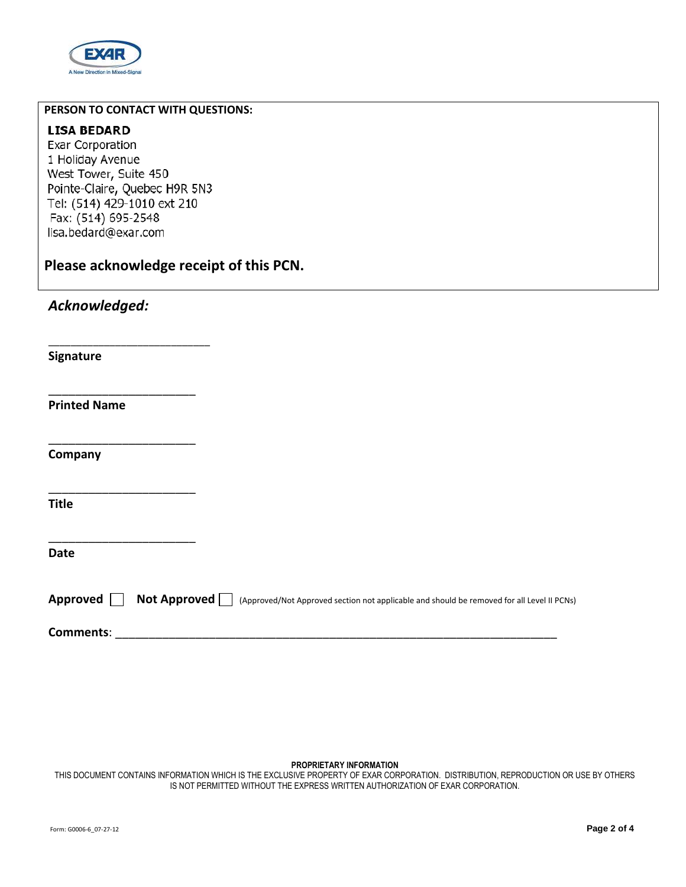**PERSON TO CONTACT WITH QUESTIONS:**

**LISA BEDARD**
Exar Corporation
1 Holiday Avenue
West Tower, Suite 450
Pointe-Claire, Quebec H9R 5N3
Tel: (514) 429-1010 ext 210
Fax: (514) 695-2548
lisa.bedard@exar.com

**Please acknowledge receipt of this PCN.**

***Acknowledged:***

___________________________
**Signature**

___________________________
**Printed Name**

___________________________
**Company**

___________________________
**Title**

___________________________
**Date**

**Approved** ☐ **Not Approved** ☐ (Approved/Not Approved section not applicable and should be removed for all Level II PCNs)

**Comments**: ___________________________________________________________________________

**PROPRIETARY INFORMATION**
THIS DOCUMENT CONTAINS INFORMATION WHICH IS THE EXCLUSIVE PROPERTY OF EXAR CORPORATION. DISTRIBUTION, REPRODUCTION OR USE BY OTHERS IS NOT PERMITTED WITHOUT THE EXPRESS WRITTEN AUTHORIZATION OF EXAR CORPORATION.

Form: G0006-6_07-27-12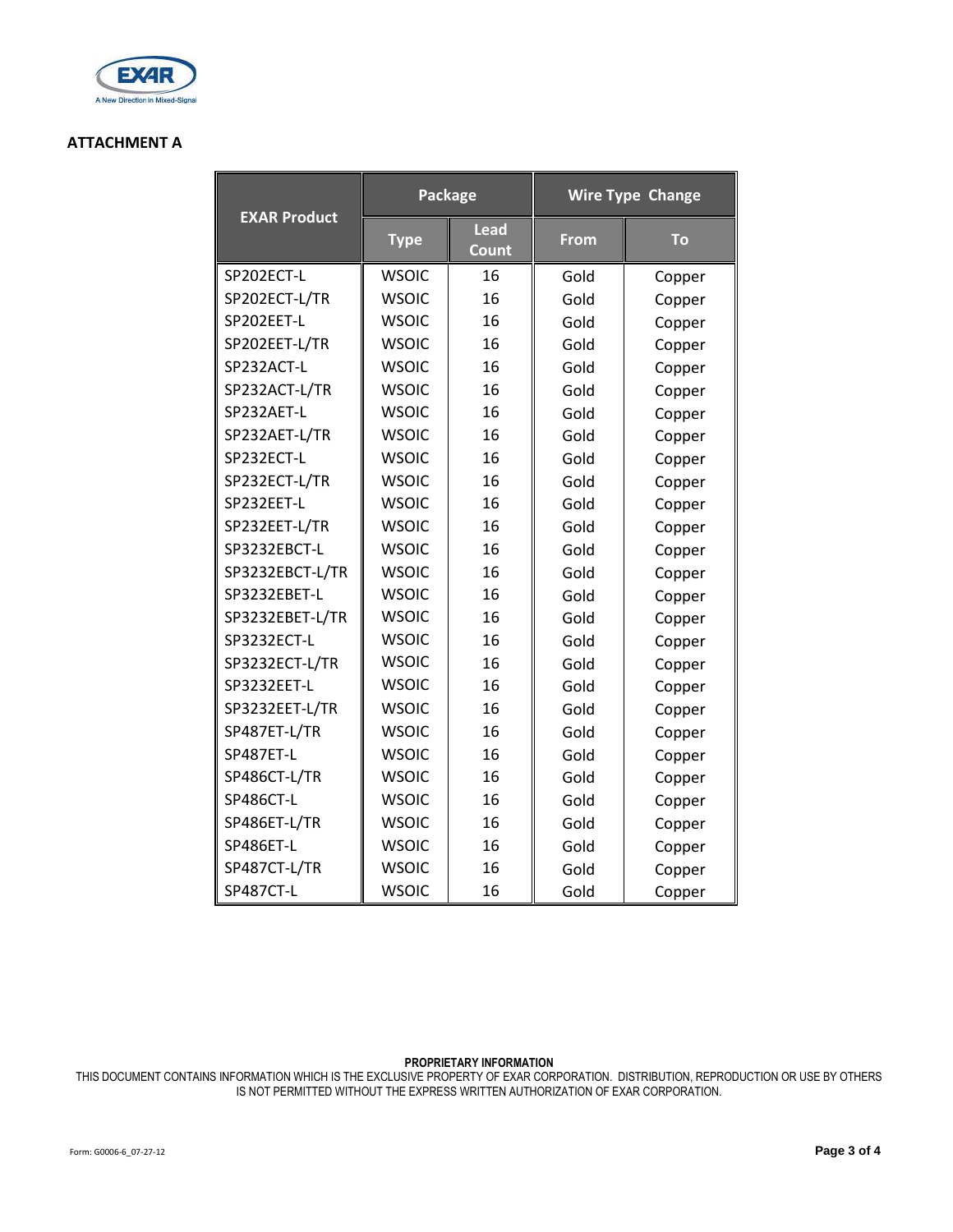**ATTACHMENT A**

| EXAR Product | Package | | Wire Type Change | |
|---|---|---|---|---|
| | Type | Lead Count | From | To |
| SP202ECT-L | WSOIC | 16 | Gold | Copper |
| SP202ECT-L/TR | WSOIC | 16 | Gold | Copper |
| SP202EET-L | WSOIC | 16 | Gold | Copper |
| SP202EET-L/TR | WSOIC | 16 | Gold | Copper |
| SP232ACT-L | WSOIC | 16 | Gold | Copper |
| SP232ACT-L/TR | WSOIC | 16 | Gold | Copper |
| SP232AET-L | WSOIC | 16 | Gold | Copper |
| SP232AET-L/TR | WSOIC | 16 | Gold | Copper |
| SP232ECT-L | WSOIC | 16 | Gold | Copper |
| SP232ECT-L/TR | WSOIC | 16 | Gold | Copper |
| SP232EET-L | WSOIC | 16 | Gold | Copper |
| SP232EET-L/TR | WSOIC | 16 | Gold | Copper |
| SP3232EBCT-L | WSOIC | 16 | Gold | Copper |
| SP3232EBCT-L/TR | WSOIC | 16 | Gold | Copper |
| SP3232EBET-L | WSOIC | 16 | Gold | Copper |
| SP3232EBET-L/TR | WSOIC | 16 | Gold | Copper |
| SP3232ECT-L | WSOIC | 16 | Gold | Copper |
| SP3232ECT-L/TR | WSOIC | 16 | Gold | Copper |
| SP3232EET-L | WSOIC | 16 | Gold | Copper |
| SP3232EET-L/TR | WSOIC | 16 | Gold | Copper |
| SP487ET-L/TR | WSOIC | 16 | Gold | Copper |
| SP487ET-L | WSOIC | 16 | Gold | Copper |
| SP486CT-L/TR | WSOIC | 16 | Gold | Copper |
| SP486CT-L | WSOIC | 16 | Gold | Copper |
| SP486ET-L/TR | WSOIC | 16 | Gold | Copper |
| SP486ET-L | WSOIC | 16 | Gold | Copper |
| SP487CT-L/TR | WSOIC | 16 | Gold | Copper |
| SP487CT-L | WSOIC | 16 | Gold | Copper |

**PROPRIETARY INFORMATION**

THIS DOCUMENT CONTAINS INFORMATION WHICH IS THE EXCLUSIVE PROPERTY OF EXAR CORPORATION. DISTRIBUTION, REPRODUCTION OR USE BY OTHERS IS NOT PERMITTED WITHOUT THE EXPRESS WRITTEN AUTHORIZATION OF EXAR CORPORATION.

Form: G0006-6_07-27-12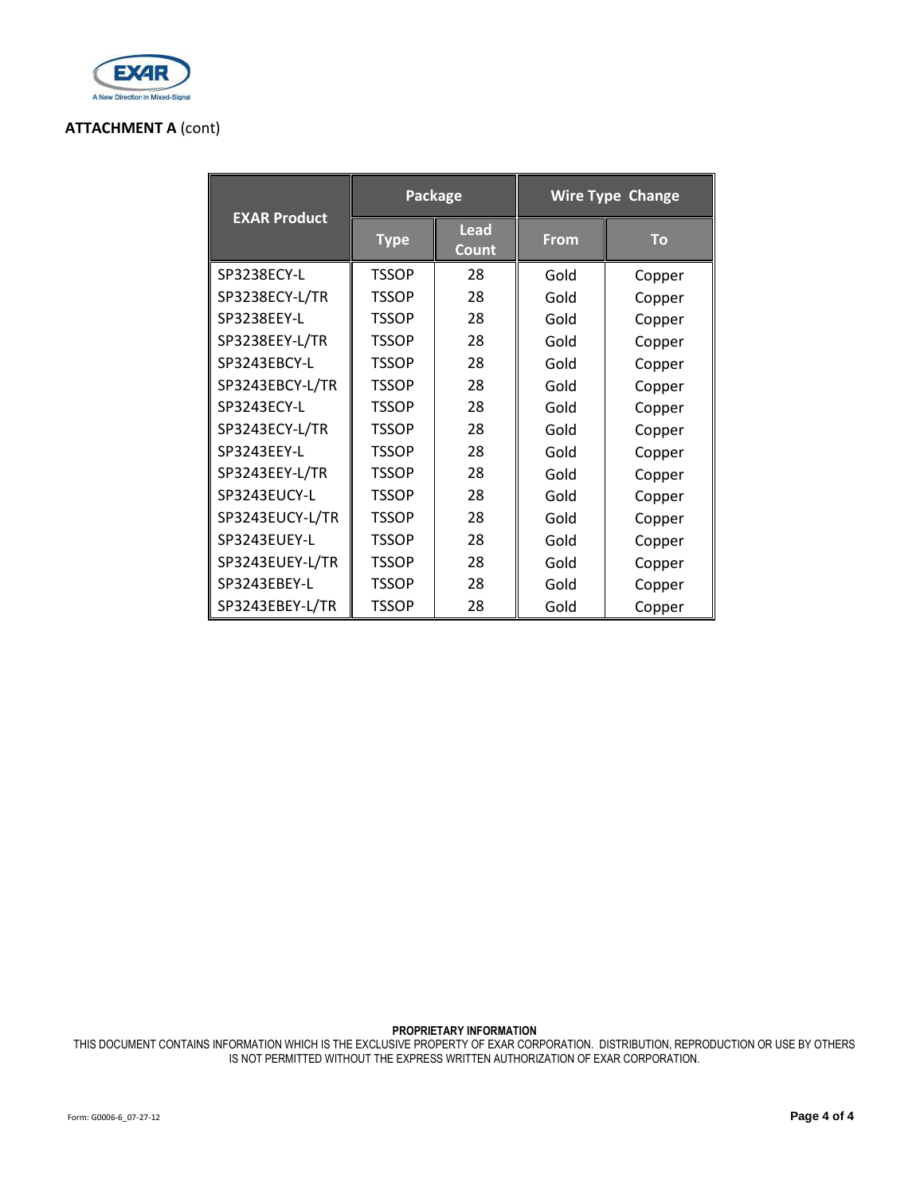**ATTACHMENT A** (cont)

| EXAR Product | Package | | Wire Type Change | |
|---|---|---|---|---|
| | Type | Lead Count | From | To |
| SP3238ECY-L | TSSOP | 28 | Gold | Copper |
| SP3238ECY-L/TR | TSSOP | 28 | Gold | Copper |
| SP3238EEY-L | TSSOP | 28 | Gold | Copper |
| SP3238EEY-L/TR | TSSOP | 28 | Gold | Copper |
| SP3243EBCY-L | TSSOP | 28 | Gold | Copper |
| SP3243EBCY-L/TR | TSSOP | 28 | Gold | Copper |
| SP3243ECY-L | TSSOP | 28 | Gold | Copper |
| SP3243ECY-L/TR | TSSOP | 28 | Gold | Copper |
| SP3243EEY-L | TSSOP | 28 | Gold | Copper |
| SP3243EEY-L/TR | TSSOP | 28 | Gold | Copper |
| SP3243EUCY-L | TSSOP | 28 | Gold | Copper |
| SP3243EUCY-L/TR | TSSOP | 28 | Gold | Copper |
| SP3243EUEY-L | TSSOP | 28 | Gold | Copper |
| SP3243EUEY-L/TR | TSSOP | 28 | Gold | Copper |
| SP3243EBEY-L | TSSOP | 28 | Gold | Copper |
| SP3243EBEY-L/TR | TSSOP | 28 | Gold | Copper |

**PROPRIETARY INFORMATION**

THIS DOCUMENT CONTAINS INFORMATION WHICH IS THE EXCLUSIVE PROPERTY OF EXAR CORPORATION. DISTRIBUTION, REPRODUCTION OR USE BY OTHERS IS NOT PERMITTED WITHOUT THE EXPRESS WRITTEN AUTHORIZATION OF EXAR CORPORATION.

Form: G0006-6_07-27-12